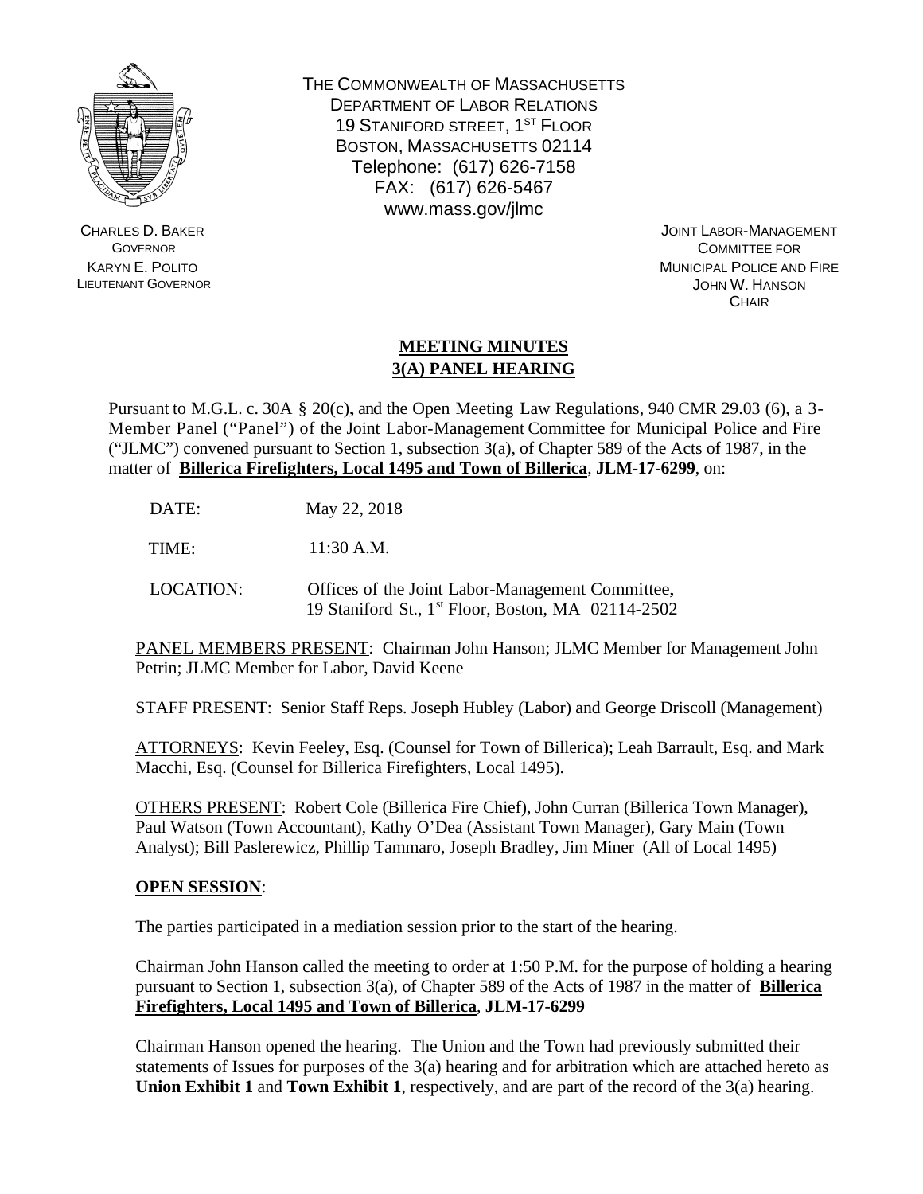THE COMMONWEALTH OF MASSACHUSETTS
DEPARTMENT OF LABOR RELATIONS
19 STANIFORD STREET, 1ST FLOOR
BOSTON, MASSACHUSETTS 02114
Telephone: (617) 626-7158
FAX: (617) 626-5467
www.mass.gov/jlmc

CHARLES D. BAKER
GOVERNOR
KARYN E. POLITO
LIEUTENANT GOVERNOR

JOINT LABOR-MANAGEMENT
COMMITTEE FOR
MUNICIPAL POLICE AND FIRE
JOHN W. HANSON
CHAIR

## MEETING MINUTES
## 3(A) PANEL HEARING

Pursuant to M.G.L. c. 30A § 20(c), and the Open Meeting Law Regulations, 940 CMR 29.03 (6), a 3-Member Panel ("Panel") of the Joint Labor-Management Committee for Municipal Police and Fire ("JLMC") convened pursuant to Section 1, subsection 3(a), of Chapter 589 of the Acts of 1987, in the matter of **Billerica Firefighters, Local 1495 and Town of Billerica**, **JLM-17-6299**, on:

DATE: May 22, 2018

TIME: 11:30 A.M.

LOCATION: Offices of the Joint Labor-Management Committee, 19 Staniford St., 1st Floor, Boston, MA 02114-2502

PANEL MEMBERS PRESENT: Chairman John Hanson; JLMC Member for Management John Petrin; JLMC Member for Labor, David Keene

STAFF PRESENT: Senior Staff Reps. Joseph Hubley (Labor) and George Driscoll (Management)

ATTORNEYS: Kevin Feeley, Esq. (Counsel for Town of Billerica); Leah Barrault, Esq. and Mark Macchi, Esq. (Counsel for Billerica Firefighters, Local 1495).

OTHERS PRESENT: Robert Cole (Billerica Fire Chief), John Curran (Billerica Town Manager), Paul Watson (Town Accountant), Kathy O'Dea (Assistant Town Manager), Gary Main (Town Analyst); Bill Paslerewicz, Phillip Tammaro, Joseph Bradley, Jim Miner (All of Local 1495)

**OPEN SESSION**:

The parties participated in a mediation session prior to the start of the hearing.

Chairman John Hanson called the meeting to order at 1:50 P.M. for the purpose of holding a hearing pursuant to Section 1, subsection 3(a), of Chapter 589 of the Acts of 1987 in the matter of **Billerica Firefighters, Local 1495 and Town of Billerica**, **JLM-17-6299**

Chairman Hanson opened the hearing. The Union and the Town had previously submitted their statements of Issues for purposes of the 3(a) hearing and for arbitration which are attached hereto as **Union Exhibit 1** and **Town Exhibit 1**, respectively, and are part of the record of the 3(a) hearing.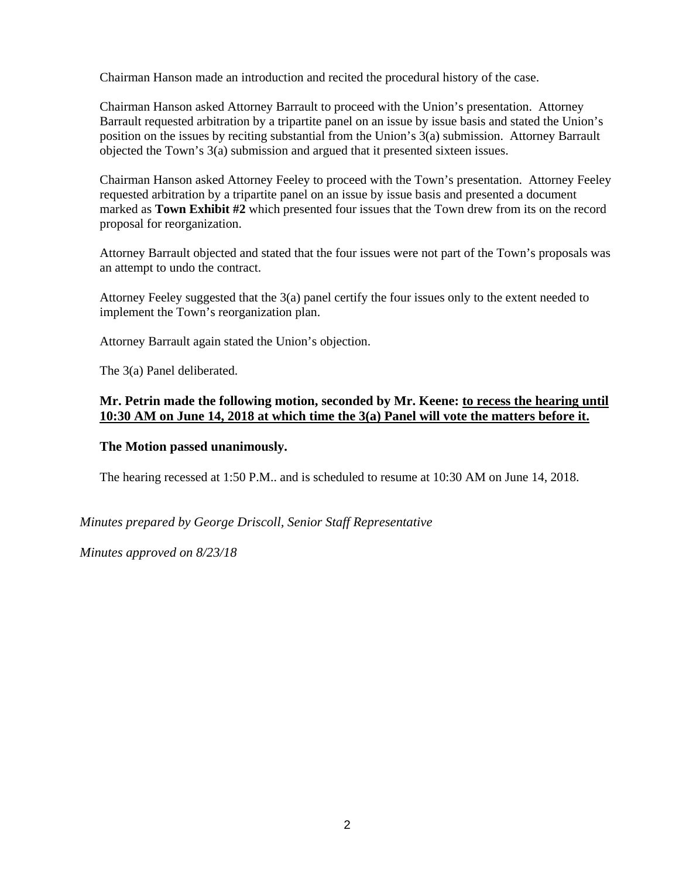Chairman Hanson made an introduction and recited the procedural history of the case.

Chairman Hanson asked Attorney Barrault to proceed with the Union's presentation. Attorney Barrault requested arbitration by a tripartite panel on an issue by issue basis and stated the Union's position on the issues by reciting substantial from the Union's 3(a) submission. Attorney Barrault objected the Town's 3(a) submission and argued that it presented sixteen issues.

Chairman Hanson asked Attorney Feeley to proceed with the Town's presentation. Attorney Feeley requested arbitration by a tripartite panel on an issue by issue basis and presented a document marked as **Town Exhibit #2** which presented four issues that the Town drew from its on the record proposal for reorganization.

Attorney Barrault objected and stated that the four issues were not part of the Town's proposals was an attempt to undo the contract.

Attorney Feeley suggested that the 3(a) panel certify the four issues only to the extent needed to implement the Town's reorganization plan.

Attorney Barrault again stated the Union's objection.

The 3(a) Panel deliberated.

**Mr. Petrin made the following motion, seconded by Mr. Keene: <u>to recess the hearing until 10:30 AM on June 14, 2018 at which time the 3(a) Panel will vote the matters before it.</u>**

**The Motion passed unanimously.**

The hearing recessed at 1:50 P.M.. and is scheduled to resume at 10:30 AM on June 14, 2018.

*Minutes prepared by George Driscoll, Senior Staff Representative*

*Minutes approved on 8/23/18*